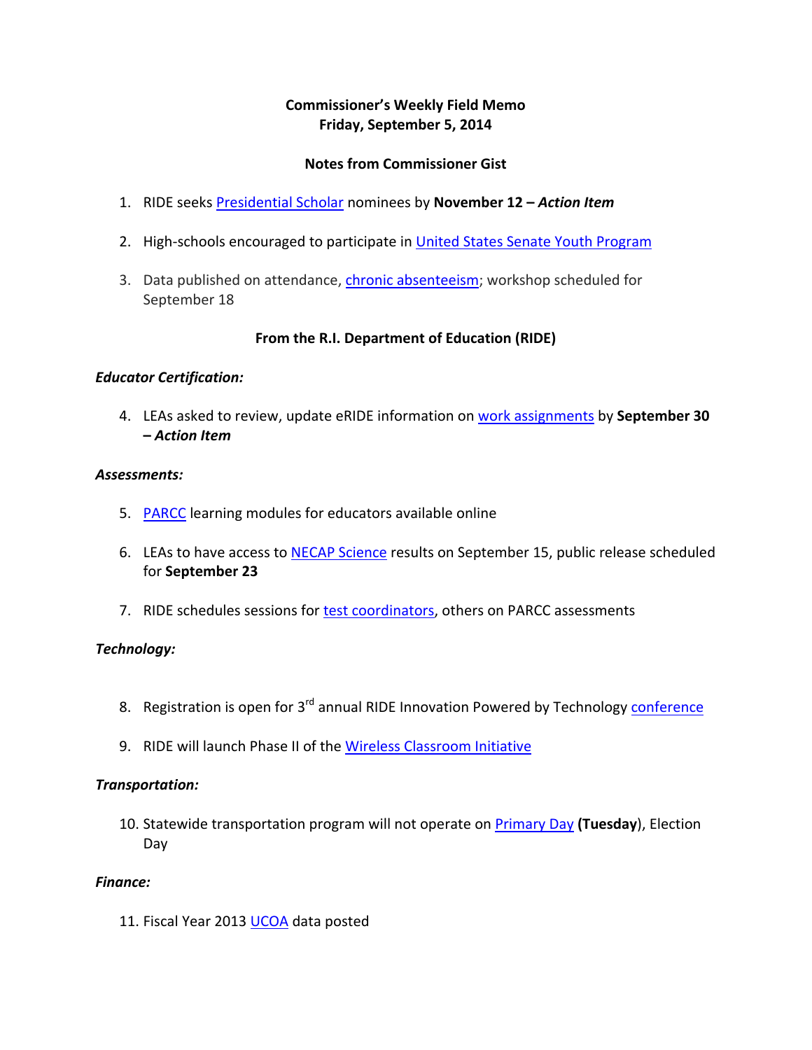**Commissioner's Weekly Field Memo**
**Friday, September 5, 2014**

**Notes from Commissioner Gist**

1. RIDE seeks Presidential Scholar nominees by **November 12 – *Action Item***

2. High-schools encouraged to participate in United States Senate Youth Program

3. Data published on attendance, chronic absenteeism; workshop scheduled for September 18

**From the R.I. Department of Education (RIDE)**

***Educator Certification:***

4. LEAs asked to review, update eRIDE information on work assignments by **September 30 – *Action Item***

***Assessments:***

5. PARCC learning modules for educators available online

6. LEAs to have access to NECAP Science results on September 15, public release scheduled for **September 23**

7. RIDE schedules sessions for test coordinators, others on PARCC assessments

***Technology:***

8. Registration is open for 3rd annual RIDE Innovation Powered by Technology conference

9. RIDE will launch Phase II of the Wireless Classroom Initiative

***Transportation:***

10. Statewide transportation program will not operate on Primary Day **(Tuesday)**, Election Day

***Finance:***

11. Fiscal Year 2013 UCOA data posted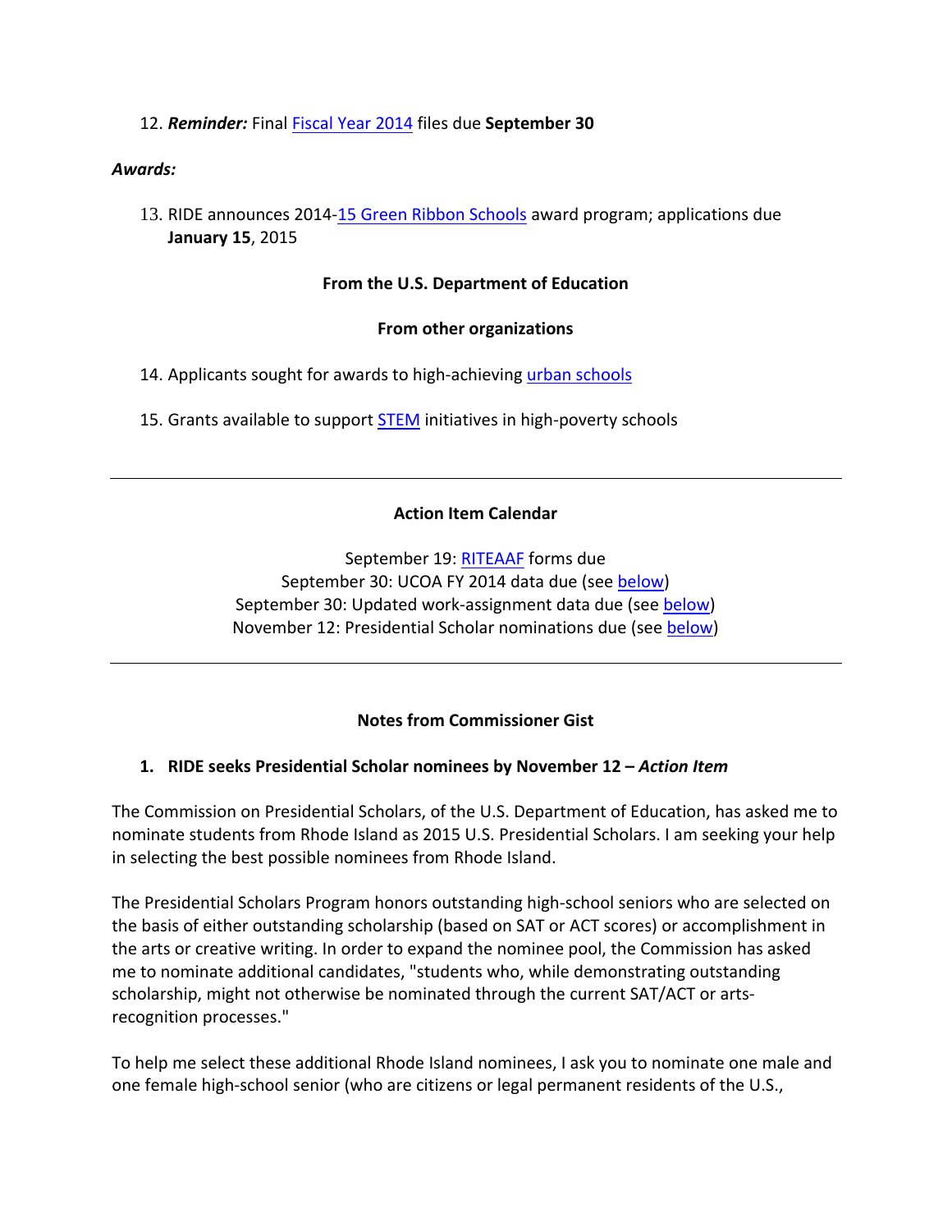12. ***Reminder:*** Final Fiscal Year 2014 files due **September 30**

***Awards:***

13. RIDE announces 2014-15 Green Ribbon Schools award program; applications due **January 15**, 2015

**From the U.S. Department of Education**

**From other organizations**

14. Applicants sought for awards to high-achieving urban schools

15. Grants available to support STEM initiatives in high-poverty schools

---

**Action Item Calendar**

September 19: RITEAAF forms due
September 30: UCOA FY 2014 data due (see below)
September 30: Updated work-assignment data due (see below)
November 12: Presidential Scholar nominations due (see below)

---

**Notes from Commissioner Gist**

**1. RIDE seeks Presidential Scholar nominees by November 12 – *Action Item***

The Commission on Presidential Scholars, of the U.S. Department of Education, has asked me to nominate students from Rhode Island as 2015 U.S. Presidential Scholars. I am seeking your help in selecting the best possible nominees from Rhode Island.

The Presidential Scholars Program honors outstanding high-school seniors who are selected on the basis of either outstanding scholarship (based on SAT or ACT scores) or accomplishment in the arts or creative writing. In order to expand the nominee pool, the Commission has asked me to nominate additional candidates, "students who, while demonstrating outstanding scholarship, might not otherwise be nominated through the current SAT/ACT or arts-recognition processes."

To help me select these additional Rhode Island nominees, I ask you to nominate one male and one female high-school senior (who are citizens or legal permanent residents of the U.S.,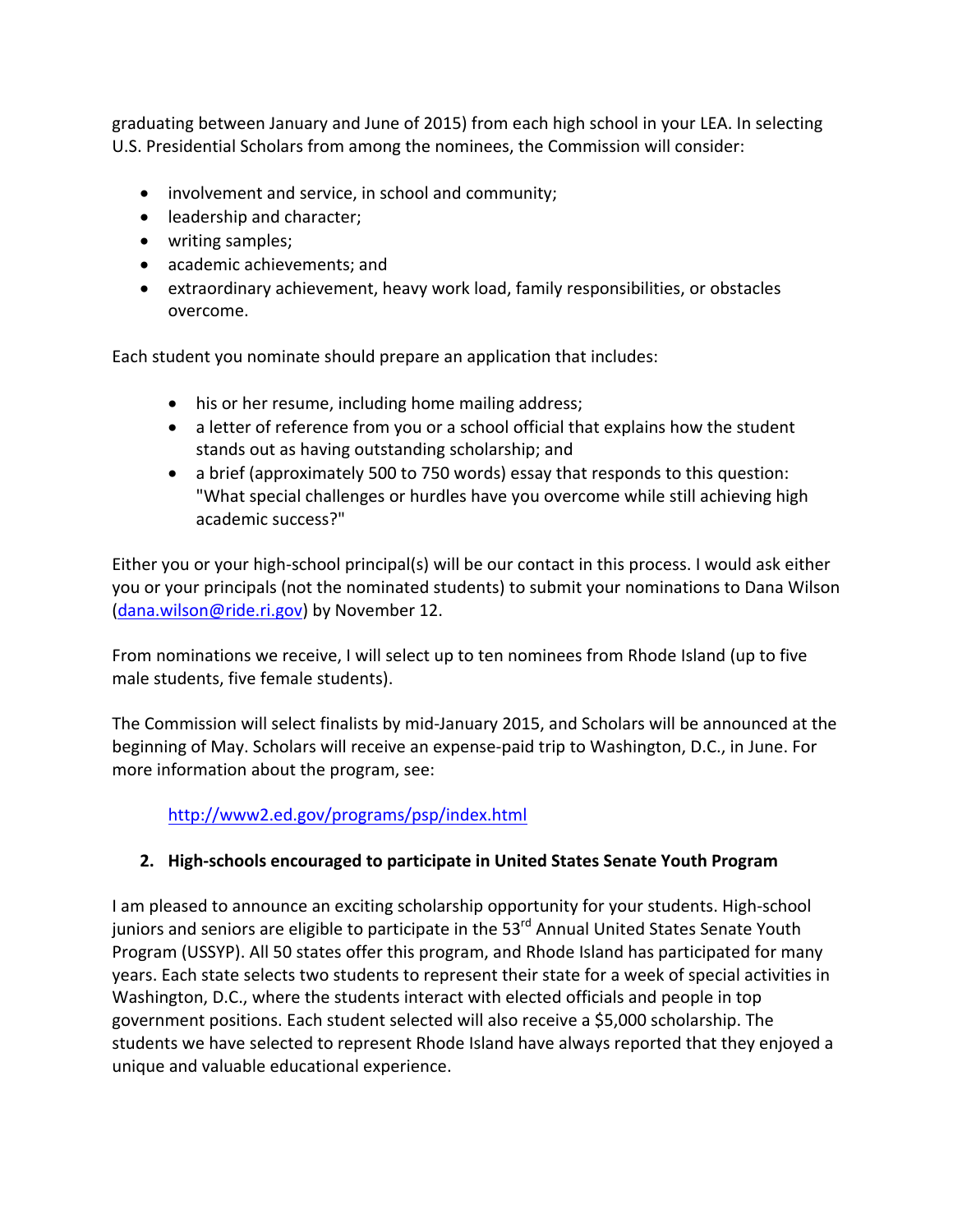graduating between January and June of 2015) from each high school in your LEA. In selecting U.S. Presidential Scholars from among the nominees, the Commission will consider:

- involvement and service, in school and community;
- leadership and character;
- writing samples;
- academic achievements; and
- extraordinary achievement, heavy work load, family responsibilities, or obstacles overcome.

Each student you nominate should prepare an application that includes:

- his or her resume, including home mailing address;
- a letter of reference from you or a school official that explains how the student stands out as having outstanding scholarship; and
- a brief (approximately 500 to 750 words) essay that responds to this question: "What special challenges or hurdles have you overcome while still achieving high academic success?"

Either you or your high-school principal(s) will be our contact in this process. I would ask either you or your principals (not the nominated students) to submit your nominations to Dana Wilson (dana.wilson@ride.ri.gov) by November 12.

From nominations we receive, I will select up to ten nominees from Rhode Island (up to five male students, five female students).

The Commission will select finalists by mid-January 2015, and Scholars will be announced at the beginning of May. Scholars will receive an expense-paid trip to Washington, D.C., in June. For more information about the program, see:

http://www2.ed.gov/programs/psp/index.html

**2. High-schools encouraged to participate in United States Senate Youth Program**

I am pleased to announce an exciting scholarship opportunity for your students. High-school juniors and seniors are eligible to participate in the 53rd Annual United States Senate Youth Program (USSYP). All 50 states offer this program, and Rhode Island has participated for many years. Each state selects two students to represent their state for a week of special activities in Washington, D.C., where the students interact with elected officials and people in top government positions. Each student selected will also receive a $5,000 scholarship. The students we have selected to represent Rhode Island have always reported that they enjoyed a unique and valuable educational experience.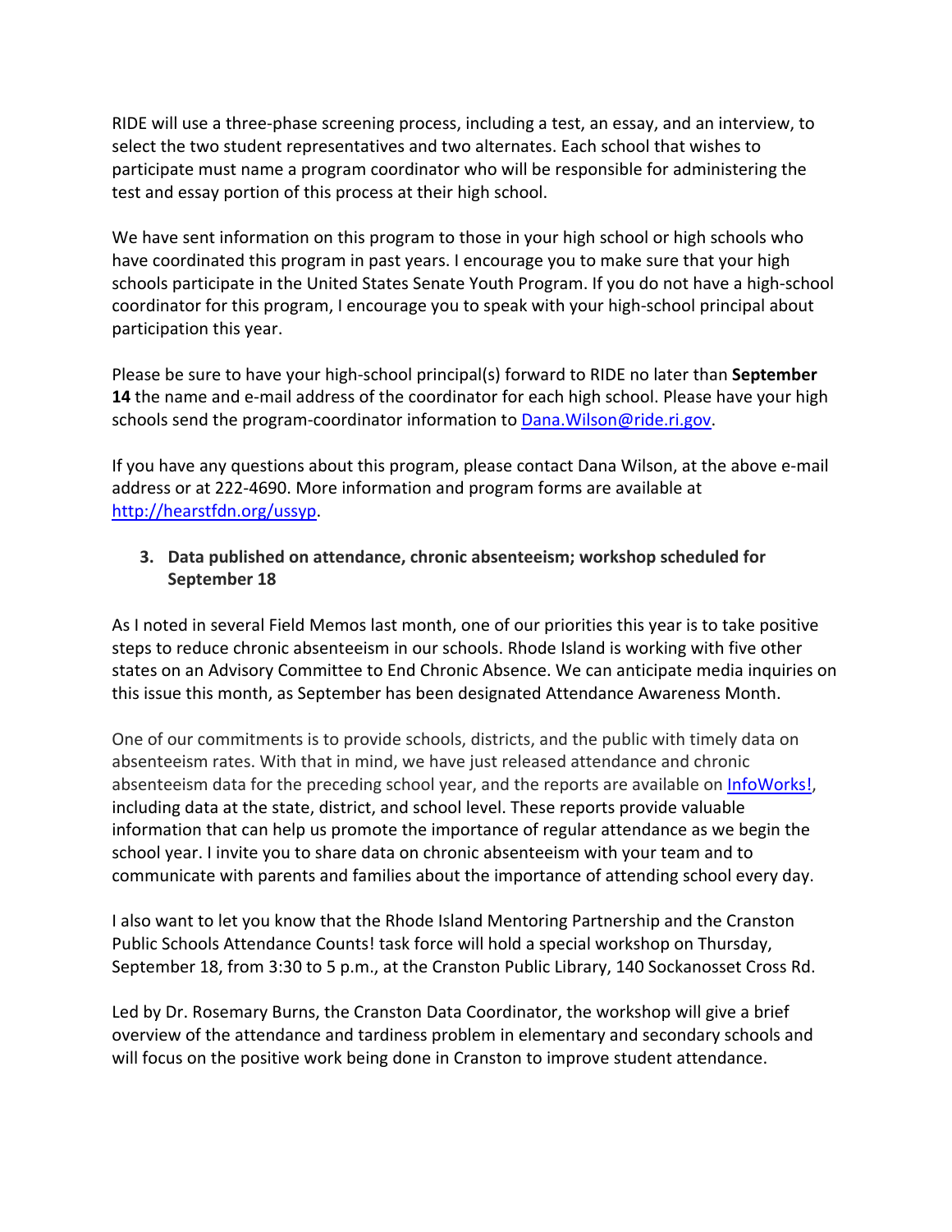RIDE will use a three-phase screening process, including a test, an essay, and an interview, to select the two student representatives and two alternates. Each school that wishes to participate must name a program coordinator who will be responsible for administering the test and essay portion of this process at their high school.

We have sent information on this program to those in your high school or high schools who have coordinated this program in past years. I encourage you to make sure that your high schools participate in the United States Senate Youth Program. If you do not have a high-school coordinator for this program, I encourage you to speak with your high-school principal about participation this year.

Please be sure to have your high-school principal(s) forward to RIDE no later than **September 14** the name and e-mail address of the coordinator for each high school. Please have your high schools send the program-coordinator information to Dana.Wilson@ride.ri.gov.

If you have any questions about this program, please contact Dana Wilson, at the above e-mail address or at 222-4690. More information and program forms are available at http://hearstfdn.org/ussyp.

### 3. Data published on attendance, chronic absenteeism; workshop scheduled for September 18

As I noted in several Field Memos last month, one of our priorities this year is to take positive steps to reduce chronic absenteeism in our schools. Rhode Island is working with five other states on an Advisory Committee to End Chronic Absence. We can anticipate media inquiries on this issue this month, as September has been designated Attendance Awareness Month.

One of our commitments is to provide schools, districts, and the public with timely data on absenteeism rates. With that in mind, we have just released attendance and chronic absenteeism data for the preceding school year, and the reports are available on InfoWorks!, including data at the state, district, and school level. These reports provide valuable information that can help us promote the importance of regular attendance as we begin the school year. I invite you to share data on chronic absenteeism with your team and to communicate with parents and families about the importance of attending school every day.

I also want to let you know that the Rhode Island Mentoring Partnership and the Cranston Public Schools Attendance Counts! task force will hold a special workshop on Thursday, September 18, from 3:30 to 5 p.m., at the Cranston Public Library, 140 Sockanosset Cross Rd.

Led by Dr. Rosemary Burns, the Cranston Data Coordinator, the workshop will give a brief overview of the attendance and tardiness problem in elementary and secondary schools and will focus on the positive work being done in Cranston to improve student attendance.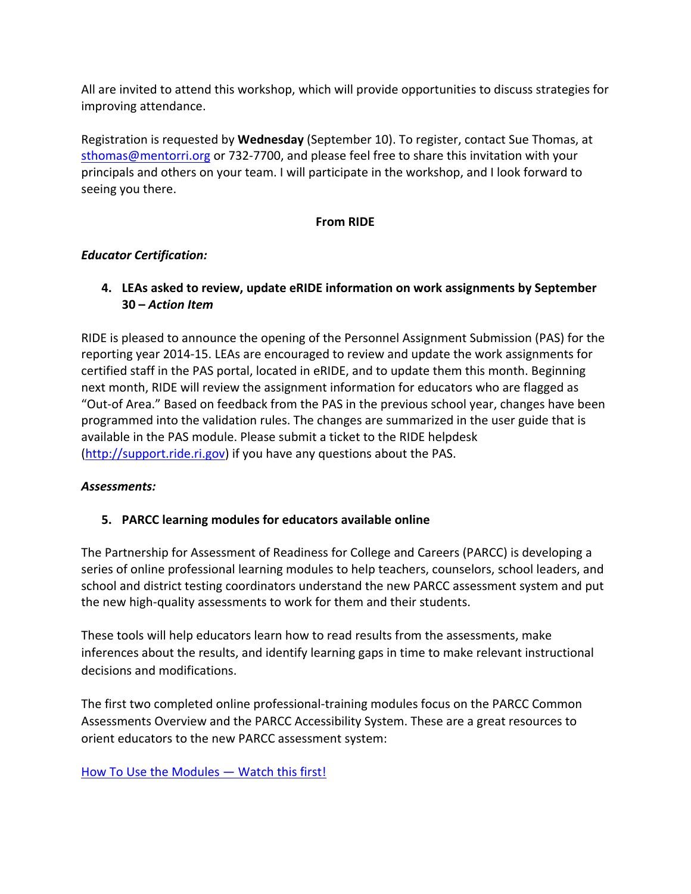All are invited to attend this workshop, which will provide opportunities to discuss strategies for improving attendance.

Registration is requested by **Wednesday** (September 10). To register, contact Sue Thomas, at sthomas@mentorri.org or 732-7700, and please feel free to share this invitation with your principals and others on your team. I will participate in the workshop, and I look forward to seeing you there.

**From RIDE**

***Educator Certification:***

4. **LEAs asked to review, update eRIDE information on work assignments by September 30 – *Action Item***

RIDE is pleased to announce the opening of the Personnel Assignment Submission (PAS) for the reporting year 2014-15. LEAs are encouraged to review and update the work assignments for certified staff in the PAS portal, located in eRIDE, and to update them this month. Beginning next month, RIDE will review the assignment information for educators who are flagged as "Out-of Area." Based on feedback from the PAS in the previous school year, changes have been programmed into the validation rules. The changes are summarized in the user guide that is available in the PAS module. Please submit a ticket to the RIDE helpdesk (http://support.ride.ri.gov) if you have any questions about the PAS.

***Assessments:***

5. **PARCC learning modules for educators available online**

The Partnership for Assessment of Readiness for College and Careers (PARCC) is developing a series of online professional learning modules to help teachers, counselors, school leaders, and school and district testing coordinators understand the new PARCC assessment system and put the new high-quality assessments to work for them and their students.

These tools will help educators learn how to read results from the assessments, make inferences about the results, and identify learning gaps in time to make relevant instructional decisions and modifications.

The first two completed online professional-training modules focus on the PARCC Common Assessments Overview and the PARCC Accessibility System. These are a great resources to orient educators to the new PARCC assessment system:

How To Use the Modules — Watch this first!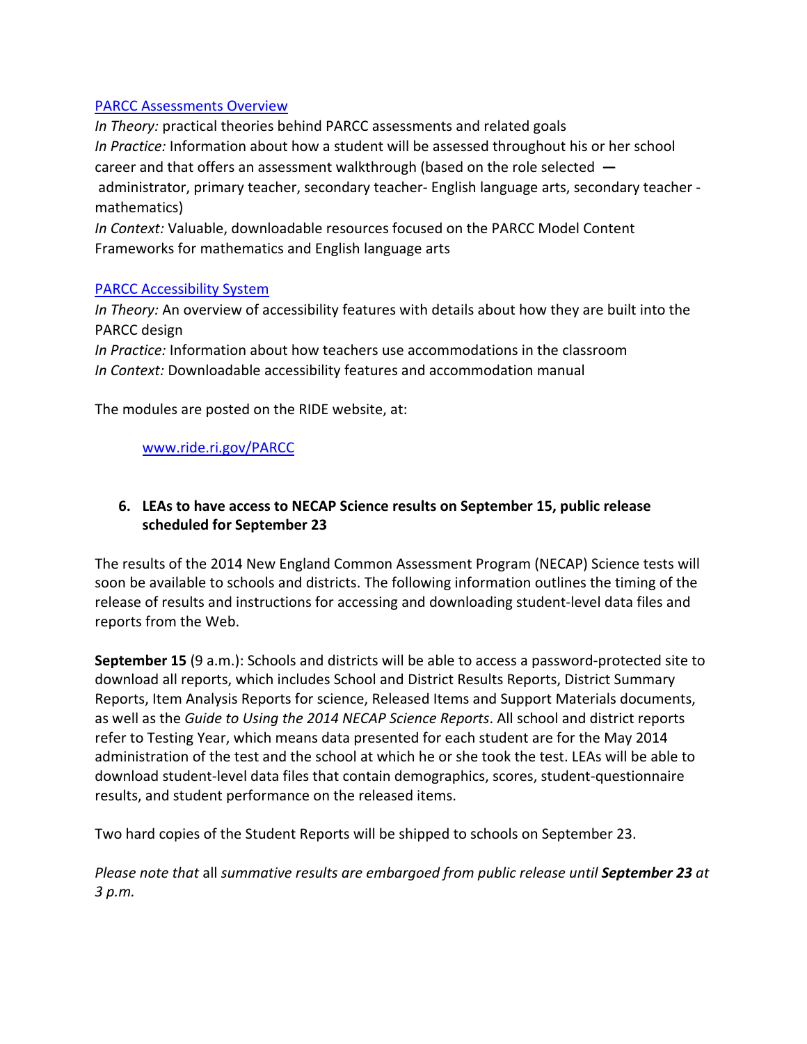[PARCC Assessments Overview](#)

*In Theory:* practical theories behind PARCC assessments and related goals
*In Practice:* Information about how a student will be assessed throughout his or her school career and that offers an assessment walkthrough (based on the role selected — administrator, primary teacher, secondary teacher- English language arts, secondary teacher - mathematics)
*In Context:* Valuable, downloadable resources focused on the PARCC Model Content Frameworks for mathematics and English language arts

[PARCC Accessibility System](#)

*In Theory:* An overview of accessibility features with details about how they are built into the PARCC design
*In Practice:* Information about how teachers use accommodations in the classroom
*In Context:* Downloadable accessibility features and accommodation manual

The modules are posted on the RIDE website, at:

> [www.ride.ri.gov/PARCC](http://www.ride.ri.gov/PARCC)

**6. LEAs to have access to NECAP Science results on September 15, public release scheduled for September 23**

The results of the 2014 New England Common Assessment Program (NECAP) Science tests will soon be available to schools and districts. The following information outlines the timing of the release of results and instructions for accessing and downloading student-level data files and reports from the Web.

**September 15** (9 a.m.): Schools and districts will be able to access a password-protected site to download all reports, which includes School and District Results Reports, District Summary Reports, Item Analysis Reports for science, Released Items and Support Materials documents, as well as the *Guide to Using the 2014 NECAP Science Reports*. All school and district reports refer to Testing Year, which means data presented for each student are for the May 2014 administration of the test and the school at which he or she took the test. LEAs will be able to download student-level data files that contain demographics, scores, student-questionnaire results, and student performance on the released items.

Two hard copies of the Student Reports will be shipped to schools on September 23.

*Please note that* all *summative results are embargoed from public release until* ***September 23*** *at 3 p.m.*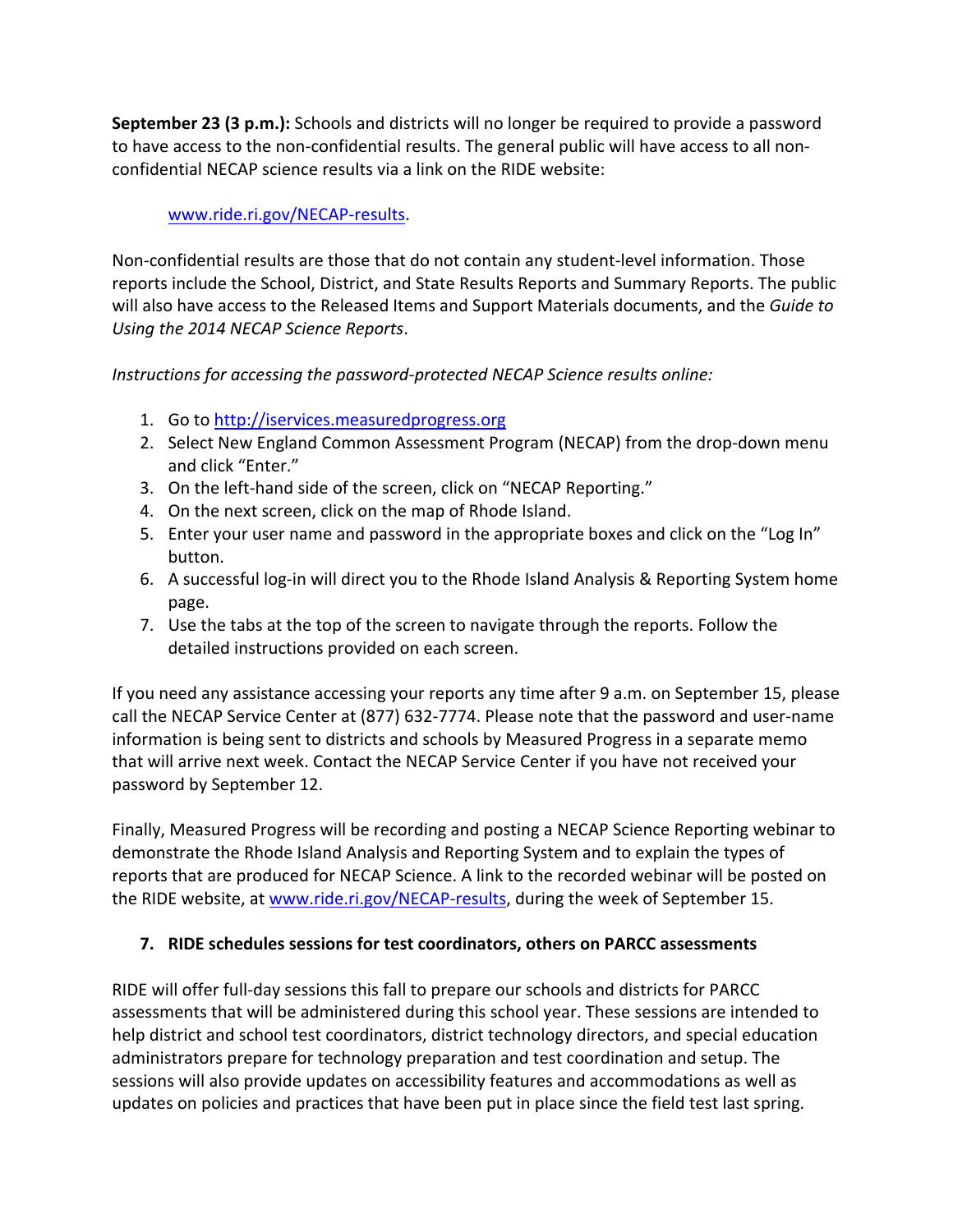**September 23 (3 p.m.):** Schools and districts will no longer be required to provide a password to have access to the non-confidential results. The general public will have access to all non-confidential NECAP science results via a link on the RIDE website:

www.ride.ri.gov/NECAP-results.

Non-confidential results are those that do not contain any student-level information. Those reports include the School, District, and State Results Reports and Summary Reports. The public will also have access to the Released Items and Support Materials documents, and the *Guide to Using the 2014 NECAP Science Reports*.

*Instructions for accessing the password-protected NECAP Science results online:*

1. Go to http://iservices.measuredprogress.org
2. Select New England Common Assessment Program (NECAP) from the drop-down menu and click "Enter."
3. On the left-hand side of the screen, click on "NECAP Reporting."
4. On the next screen, click on the map of Rhode Island.
5. Enter your user name and password in the appropriate boxes and click on the "Log In" button.
6. A successful log-in will direct you to the Rhode Island Analysis & Reporting System home page.
7. Use the tabs at the top of the screen to navigate through the reports. Follow the detailed instructions provided on each screen.

If you need any assistance accessing your reports any time after 9 a.m. on September 15, please call the NECAP Service Center at (877) 632-7774. Please note that the password and user-name information is being sent to districts and schools by Measured Progress in a separate memo that will arrive next week. Contact the NECAP Service Center if you have not received your password by September 12.

Finally, Measured Progress will be recording and posting a NECAP Science Reporting webinar to demonstrate the Rhode Island Analysis and Reporting System and to explain the types of reports that are produced for NECAP Science. A link to the recorded webinar will be posted on the RIDE website, at www.ride.ri.gov/NECAP-results, during the week of September 15.

### 7. RIDE schedules sessions for test coordinators, others on PARCC assessments

RIDE will offer full-day sessions this fall to prepare our schools and districts for PARCC assessments that will be administered during this school year. These sessions are intended to help district and school test coordinators, district technology directors, and special education administrators prepare for technology preparation and test coordination and setup. The sessions will also provide updates on accessibility features and accommodations as well as updates on policies and practices that have been put in place since the field test last spring.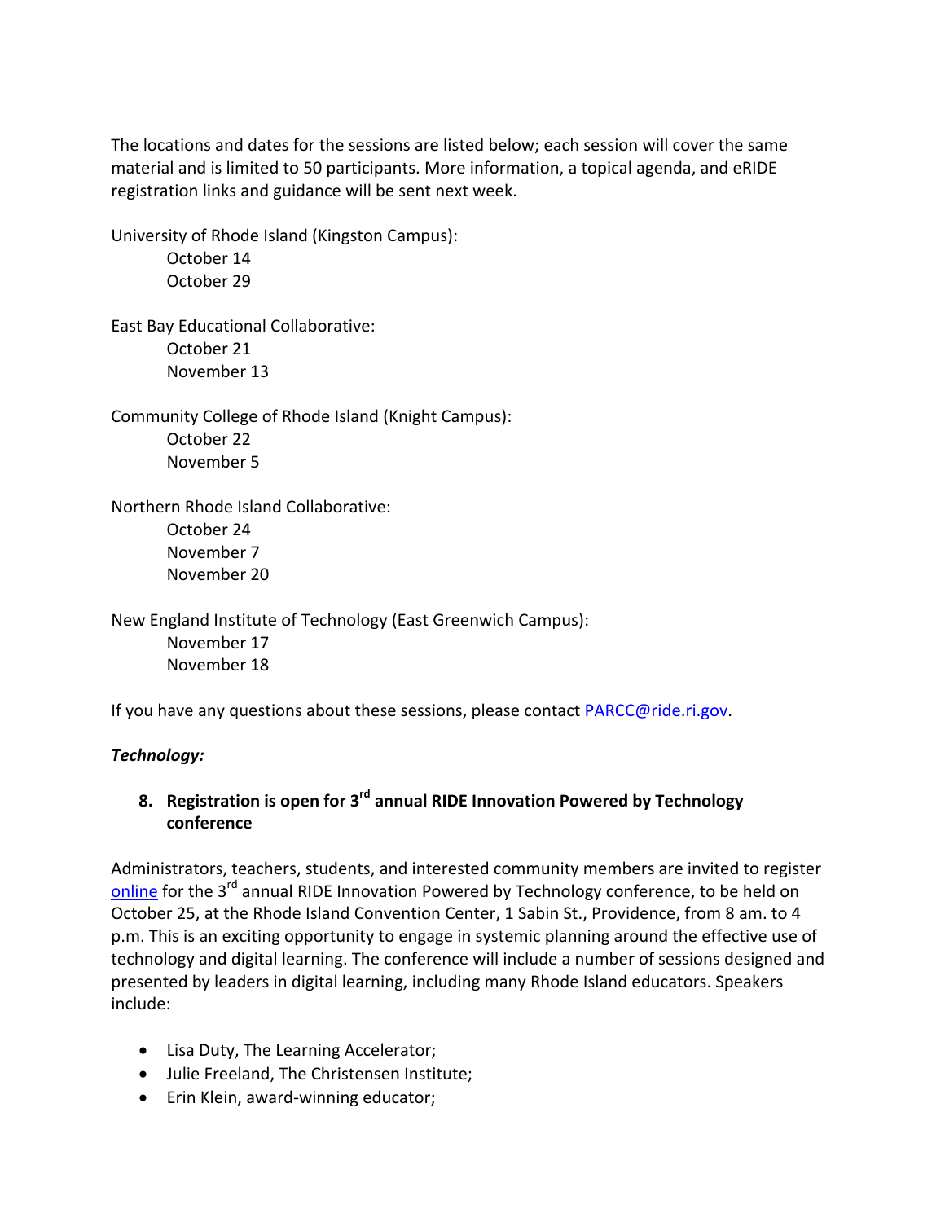The locations and dates for the sessions are listed below; each session will cover the same material and is limited to 50 participants. More information, a topical agenda, and eRIDE registration links and guidance will be sent next week.

University of Rhode Island (Kingston Campus):
- October 14
- October 29

East Bay Educational Collaborative:
- October 21
- November 13

Community College of Rhode Island (Knight Campus):
- October 22
- November 5

Northern Rhode Island Collaborative:
- October 24
- November 7
- November 20

New England Institute of Technology (East Greenwich Campus):
- November 17
- November 18

If you have any questions about these sessions, please contact PARCC@ride.ri.gov.

***Technology:***

**8. Registration is open for 3rd annual RIDE Innovation Powered by Technology conference**

Administrators, teachers, students, and interested community members are invited to register online for the 3rd annual RIDE Innovation Powered by Technology conference, to be held on October 25, at the Rhode Island Convention Center, 1 Sabin St., Providence, from 8 am. to 4 p.m. This is an exciting opportunity to engage in systemic planning around the effective use of technology and digital learning. The conference will include a number of sessions designed and presented by leaders in digital learning, including many Rhode Island educators. Speakers include:

- Lisa Duty, The Learning Accelerator;
- Julie Freeland, The Christensen Institute;
- Erin Klein, award-winning educator;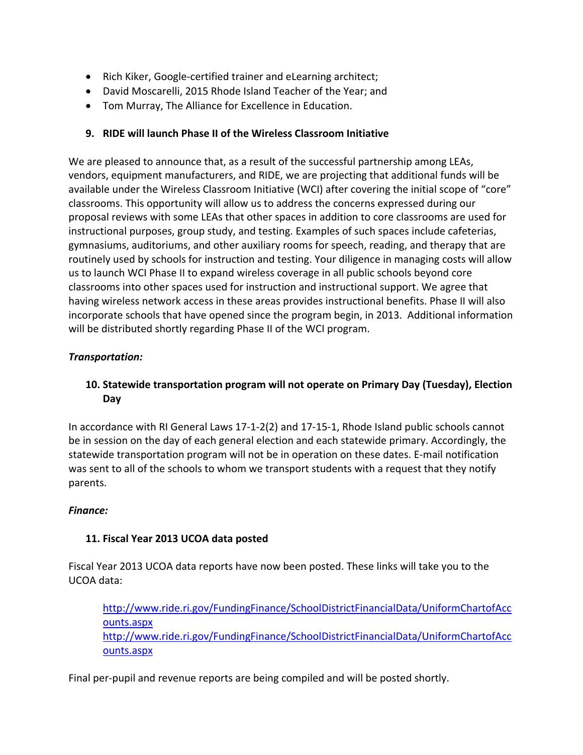- Rich Kiker, Google-certified trainer and eLearning architect;
- David Moscarelli, 2015 Rhode Island Teacher of the Year; and
- Tom Murray, The Alliance for Excellence in Education.

**9. RIDE will launch Phase II of the Wireless Classroom Initiative**

We are pleased to announce that, as a result of the successful partnership among LEAs, vendors, equipment manufacturers, and RIDE, we are projecting that additional funds will be available under the Wireless Classroom Initiative (WCI) after covering the initial scope of "core" classrooms. This opportunity will allow us to address the concerns expressed during our proposal reviews with some LEAs that other spaces in addition to core classrooms are used for instructional purposes, group study, and testing. Examples of such spaces include cafeterias, gymnasiums, auditoriums, and other auxiliary rooms for speech, reading, and therapy that are routinely used by schools for instruction and testing. Your diligence in managing costs will allow us to launch WCI Phase II to expand wireless coverage in all public schools beyond core classrooms into other spaces used for instruction and instructional support. We agree that having wireless network access in these areas provides instructional benefits. Phase II will also incorporate schools that have opened since the program begin, in 2013. Additional information will be distributed shortly regarding Phase II of the WCI program.

***Transportation:***

**10. Statewide transportation program will not operate on Primary Day (Tuesday), Election Day**

In accordance with RI General Laws 17-1-2(2) and 17-15-1, Rhode Island public schools cannot be in session on the day of each general election and each statewide primary. Accordingly, the statewide transportation program will not be in operation on these dates. E-mail notification was sent to all of the schools to whom we transport students with a request that they notify parents.

***Finance:***

**11. Fiscal Year 2013 UCOA data posted**

Fiscal Year 2013 UCOA data reports have now been posted. These links will take you to the UCOA data:

> http://www.ride.ri.gov/FundingFinance/SchoolDistrictFinancialData/UniformChartofAccounts.aspx
> http://www.ride.ri.gov/FundingFinance/SchoolDistrictFinancialData/UniformChartofAccounts.aspx

Final per-pupil and revenue reports are being compiled and will be posted shortly.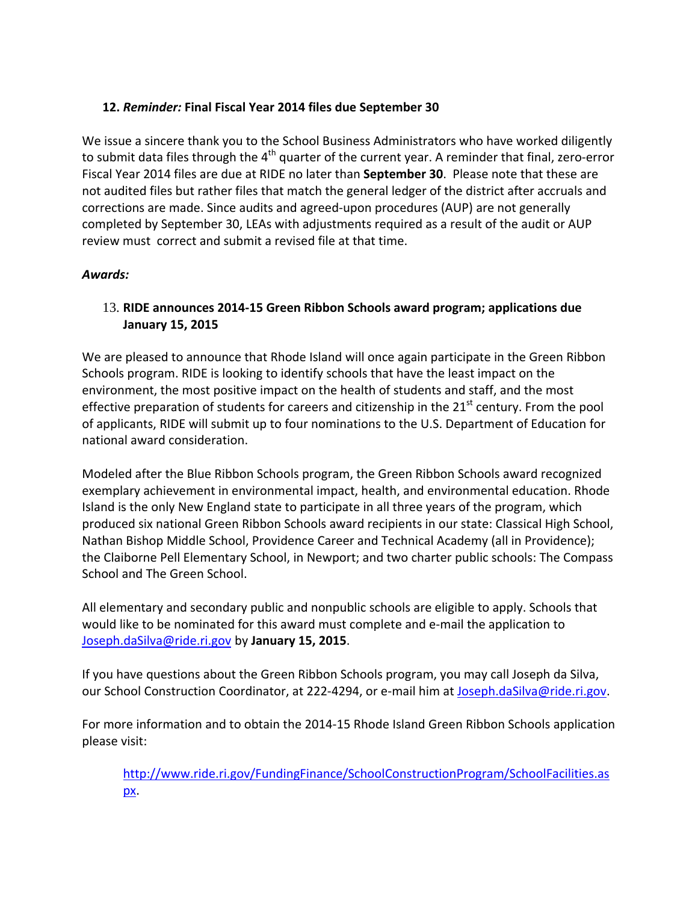### 12. *Reminder:* Final Fiscal Year 2014 files due September 30

We issue a sincere thank you to the School Business Administrators who have worked diligently to submit data files through the 4th quarter of the current year. A reminder that final, zero-error Fiscal Year 2014 files are due at RIDE no later than **September 30**. Please note that these are not audited files but rather files that match the general ledger of the district after accruals and corrections are made. Since audits and agreed-upon procedures (AUP) are not generally completed by September 30, LEAs with adjustments required as a result of the audit or AUP review must correct and submit a revised file at that time.

***Awards:***

### 13. RIDE announces 2014-15 Green Ribbon Schools award program; applications due January 15, 2015

We are pleased to announce that Rhode Island will once again participate in the Green Ribbon Schools program. RIDE is looking to identify schools that have the least impact on the environment, the most positive impact on the health of students and staff, and the most effective preparation of students for careers and citizenship in the 21st century. From the pool of applicants, RIDE will submit up to four nominations to the U.S. Department of Education for national award consideration.

Modeled after the Blue Ribbon Schools program, the Green Ribbon Schools award recognized exemplary achievement in environmental impact, health, and environmental education. Rhode Island is the only New England state to participate in all three years of the program, which produced six national Green Ribbon Schools award recipients in our state: Classical High School, Nathan Bishop Middle School, Providence Career and Technical Academy (all in Providence); the Claiborne Pell Elementary School, in Newport; and two charter public schools: The Compass School and The Green School.

All elementary and secondary public and nonpublic schools are eligible to apply. Schools that would like to be nominated for this award must complete and e-mail the application to Joseph.daSilva@ride.ri.gov by **January 15, 2015**.

If you have questions about the Green Ribbon Schools program, you may call Joseph da Silva, our School Construction Coordinator, at 222-4294, or e-mail him at Joseph.daSilva@ride.ri.gov.

For more information and to obtain the 2014-15 Rhode Island Green Ribbon Schools application please visit:

> http://www.ride.ri.gov/FundingFinance/SchoolConstructionProgram/SchoolFacilities.aspx.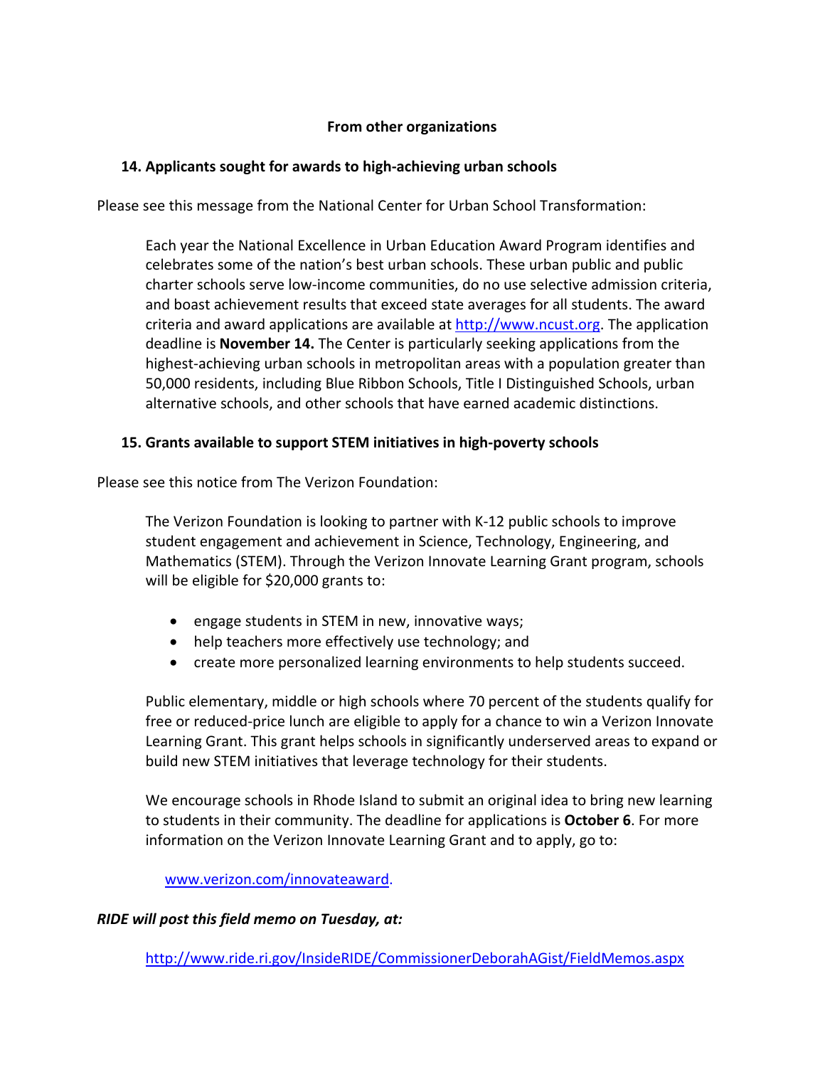**From other organizations**

### 14. Applicants sought for awards to high-achieving urban schools

Please see this message from the National Center for Urban School Transformation:

> Each year the National Excellence in Urban Education Award Program identifies and celebrates some of the nation's best urban schools. These urban public and public charter schools serve low-income communities, do no use selective admission criteria, and boast achievement results that exceed state averages for all students. The award criteria and award applications are available at [http://www.ncust.org](http://www.ncust.org). The application deadline is **November 14.** The Center is particularly seeking applications from the highest-achieving urban schools in metropolitan areas with a population greater than 50,000 residents, including Blue Ribbon Schools, Title I Distinguished Schools, urban alternative schools, and other schools that have earned academic distinctions.

### 15. Grants available to support STEM initiatives in high-poverty schools

Please see this notice from The Verizon Foundation:

> The Verizon Foundation is looking to partner with K-12 public schools to improve student engagement and achievement in Science, Technology, Engineering, and Mathematics (STEM). Through the Verizon Innovate Learning Grant program, schools will be eligible for $20,000 grants to:
>
> - engage students in STEM in new, innovative ways;
> - help teachers more effectively use technology; and
> - create more personalized learning environments to help students succeed.
>
> Public elementary, middle or high schools where 70 percent of the students qualify for free or reduced-price lunch are eligible to apply for a chance to win a Verizon Innovate Learning Grant. This grant helps schools in significantly underserved areas to expand or build new STEM initiatives that leverage technology for their students.
>
> We encourage schools in Rhode Island to submit an original idea to bring new learning to students in their community. The deadline for applications is **October 6**. For more information on the Verizon Innovate Learning Grant and to apply, go to:
>
> [www.verizon.com/innovateaward](www.verizon.com/innovateaward).

***RIDE will post this field memo on Tuesday, at:***

[http://www.ride.ri.gov/InsideRIDE/CommissionerDeborahAGist/FieldMemos.aspx](http://www.ride.ri.gov/InsideRIDE/CommissionerDeborahAGist/FieldMemos.aspx)